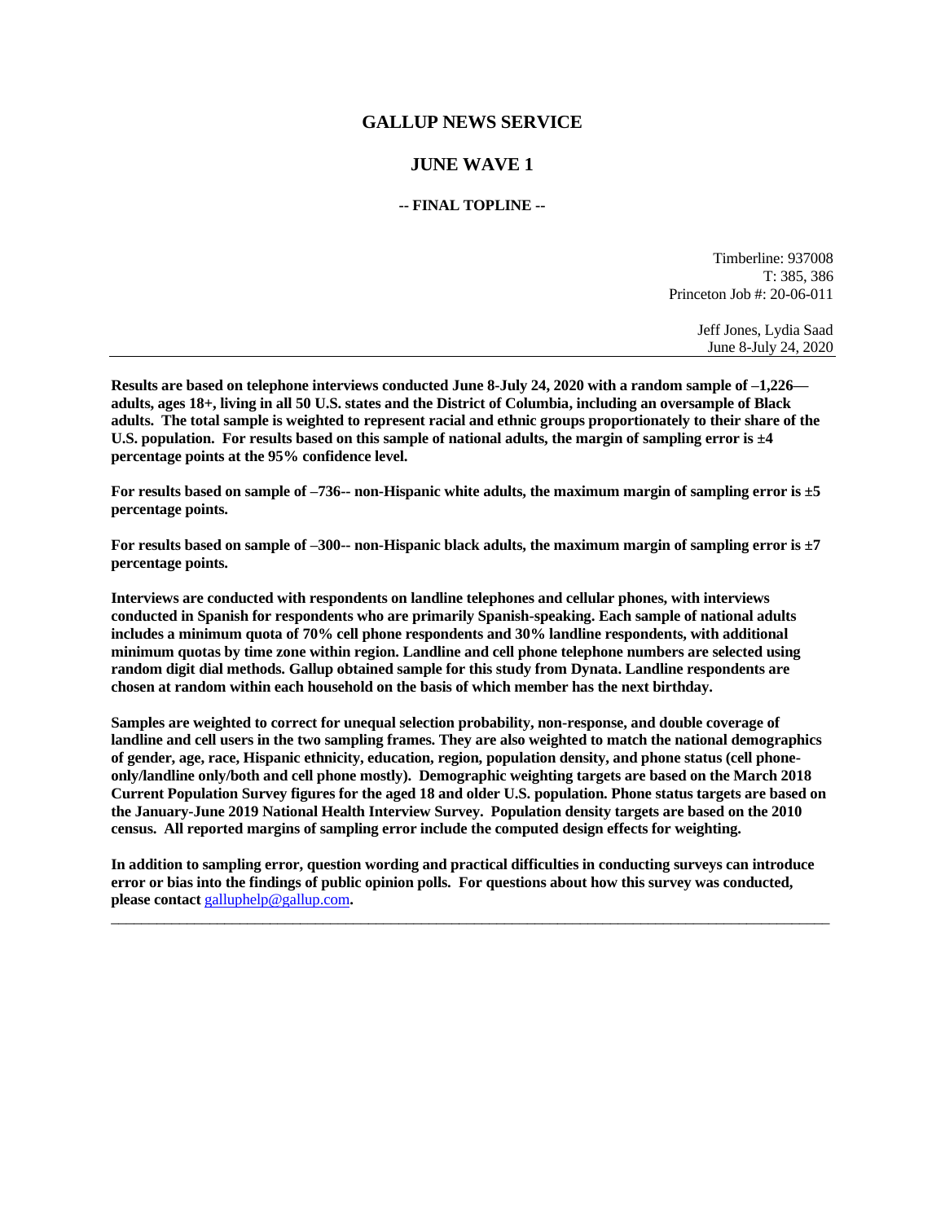# GALLUP NEWS SERVICE

## JUNE WAVE 1

### -- FINAL TOPLINE --

Timberline: 937008
T: 385, 386
Princeton Job #: 20-06-011

Jeff Jones, Lydia Saad
June 8-July 24, 2020

---

**Results are based on telephone interviews conducted June 8-July 24, 2020 with a random sample of –1,226— adults, ages 18+, living in all 50 U.S. states and the District of Columbia, including an oversample of Black adults. The total sample is weighted to represent racial and ethnic groups proportionately to their share of the U.S. population. For results based on this sample of national adults, the margin of sampling error is ±4 percentage points at the 95% confidence level.**

**For results based on sample of –736-- non-Hispanic white adults, the maximum margin of sampling error is ±5 percentage points.**

**For results based on sample of –300-- non-Hispanic black adults, the maximum margin of sampling error is ±7 percentage points.**

**Interviews are conducted with respondents on landline telephones and cellular phones, with interviews conducted in Spanish for respondents who are primarily Spanish-speaking. Each sample of national adults includes a minimum quota of 70% cell phone respondents and 30% landline respondents, with additional minimum quotas by time zone within region. Landline and cell phone telephone numbers are selected using random digit dial methods. Gallup obtained sample for this study from Dynata. Landline respondents are chosen at random within each household on the basis of which member has the next birthday.**

**Samples are weighted to correct for unequal selection probability, non-response, and double coverage of landline and cell users in the two sampling frames. They are also weighted to match the national demographics of gender, age, race, Hispanic ethnicity, education, region, population density, and phone status (cell phone-only/landline only/both and cell phone mostly). Demographic weighting targets are based on the March 2018 Current Population Survey figures for the aged 18 and older U.S. population. Phone status targets are based on the January-June 2019 National Health Interview Survey. Population density targets are based on the 2010 census. All reported margins of sampling error include the computed design effects for weighting.**

**In addition to sampling error, question wording and practical difficulties in conducting surveys can introduce error or bias into the findings of public opinion polls. For questions about how this survey was conducted, please contact** galluphelp@gallup.com**.**

---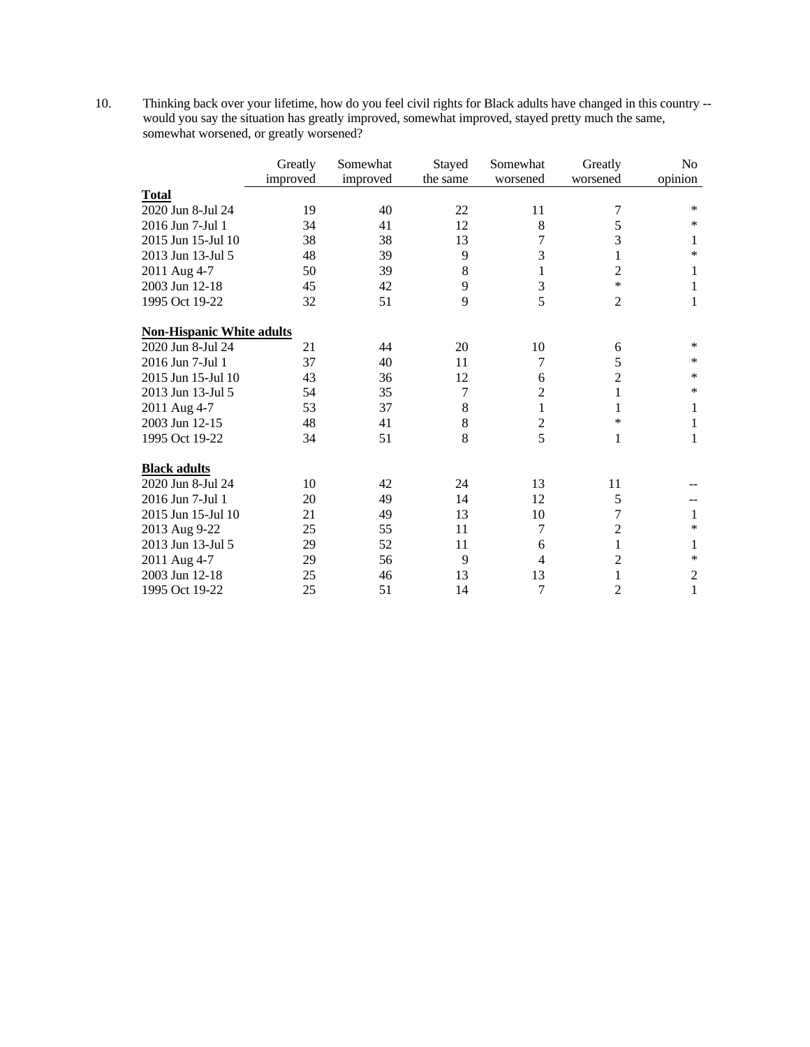10. Thinking back over your lifetime, how do you feel civil rights for Black adults have changed in this country -- would you say the situation has greatly improved, somewhat improved, stayed pretty much the same, somewhat worsened, or greatly worsened?

| | Greatly improved | Somewhat improved | Stayed the same | Somewhat worsened | Greatly worsened | No opinion |
|---|---|---|---|---|---|---|
| **Total** | | | | | | |
| 2020 Jun 8-Jul 24 | 19 | 40 | 22 | 11 | 7 | * |
| 2016 Jun 7-Jul 1 | 34 | 41 | 12 | 8 | 5 | * |
| 2015 Jun 15-Jul 10 | 38 | 38 | 13 | 7 | 3 | 1 |
| 2013 Jun 13-Jul 5 | 48 | 39 | 9 | 3 | 1 | * |
| 2011 Aug 4-7 | 50 | 39 | 8 | 1 | 2 | 1 |
| 2003 Jun 12-18 | 45 | 42 | 9 | 3 | * | 1 |
| 1995 Oct 19-22 | 32 | 51 | 9 | 5 | 2 | 1 |
| **Non-Hispanic White adults** | | | | | | |
| 2020 Jun 8-Jul 24 | 21 | 44 | 20 | 10 | 6 | * |
| 2016 Jun 7-Jul 1 | 37 | 40 | 11 | 7 | 5 | * |
| 2015 Jun 15-Jul 10 | 43 | 36 | 12 | 6 | 2 | * |
| 2013 Jun 13-Jul 5 | 54 | 35 | 7 | 2 | 1 | * |
| 2011 Aug 4-7 | 53 | 37 | 8 | 1 | 1 | 1 |
| 2003 Jun 12-15 | 48 | 41 | 8 | 2 | * | 1 |
| 1995 Oct 19-22 | 34 | 51 | 8 | 5 | 1 | 1 |
| **Black adults** | | | | | | |
| 2020 Jun 8-Jul 24 | 10 | 42 | 24 | 13 | 11 | -- |
| 2016 Jun 7-Jul 1 | 20 | 49 | 14 | 12 | 5 | -- |
| 2015 Jun 15-Jul 10 | 21 | 49 | 13 | 10 | 7 | 1 |
| 2013 Aug 9-22 | 25 | 55 | 11 | 7 | 2 | * |
| 2013 Jun 13-Jul 5 | 29 | 52 | 11 | 6 | 1 | 1 |
| 2011 Aug 4-7 | 29 | 56 | 9 | 4 | 2 | * |
| 2003 Jun 12-18 | 25 | 46 | 13 | 13 | 1 | 2 |
| 1995 Oct 19-22 | 25 | 51 | 14 | 7 | 2 | 1 |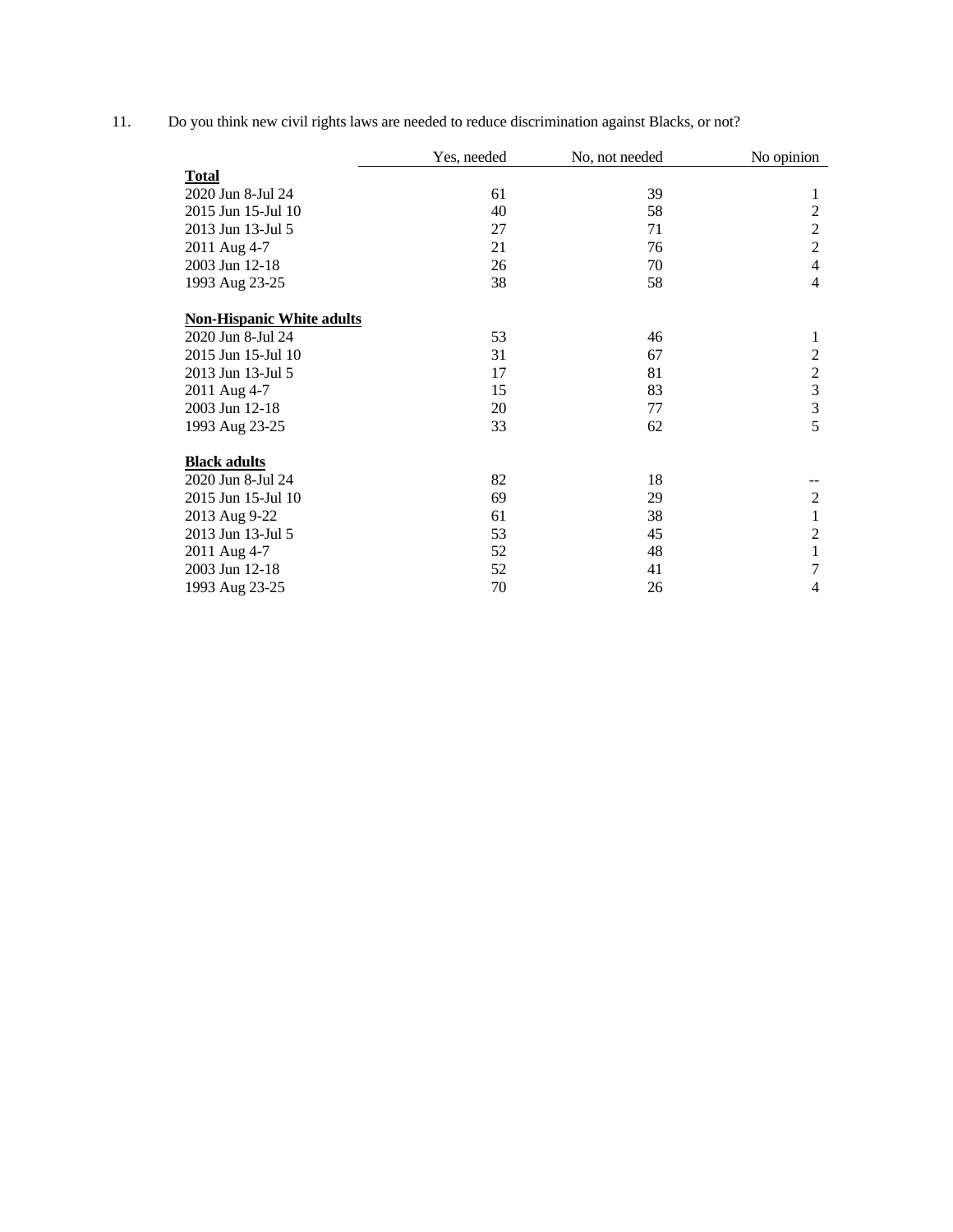11. Do you think new civil rights laws are needed to reduce discrimination against Blacks, or not?

| | Yes, needed | No, not needed | No opinion |
|---|---|---|---|
| **Total** | | | |
| 2020 Jun 8-Jul 24 | 61 | 39 | 1 |
| 2015 Jun 15-Jul 10 | 40 | 58 | 2 |
| 2013 Jun 13-Jul 5 | 27 | 71 | 2 |
| 2011 Aug 4-7 | 21 | 76 | 2 |
| 2003 Jun 12-18 | 26 | 70 | 4 |
| 1993 Aug 23-25 | 38 | 58 | 4 |
| **Non-Hispanic White adults** | | | |
| 2020 Jun 8-Jul 24 | 53 | 46 | 1 |
| 2015 Jun 15-Jul 10 | 31 | 67 | 2 |
| 2013 Jun 13-Jul 5 | 17 | 81 | 2 |
| 2011 Aug 4-7 | 15 | 83 | 3 |
| 2003 Jun 12-18 | 20 | 77 | 3 |
| 1993 Aug 23-25 | 33 | 62 | 5 |
| **Black adults** | | | |
| 2020 Jun 8-Jul 24 | 82 | 18 | -- |
| 2015 Jun 15-Jul 10 | 69 | 29 | 2 |
| 2013 Aug 9-22 | 61 | 38 | 1 |
| 2013 Jun 13-Jul 5 | 53 | 45 | 2 |
| 2011 Aug 4-7 | 52 | 48 | 1 |
| 2003 Jun 12-18 | 52 | 41 | 7 |
| 1993 Aug 23-25 | 70 | 26 | 4 |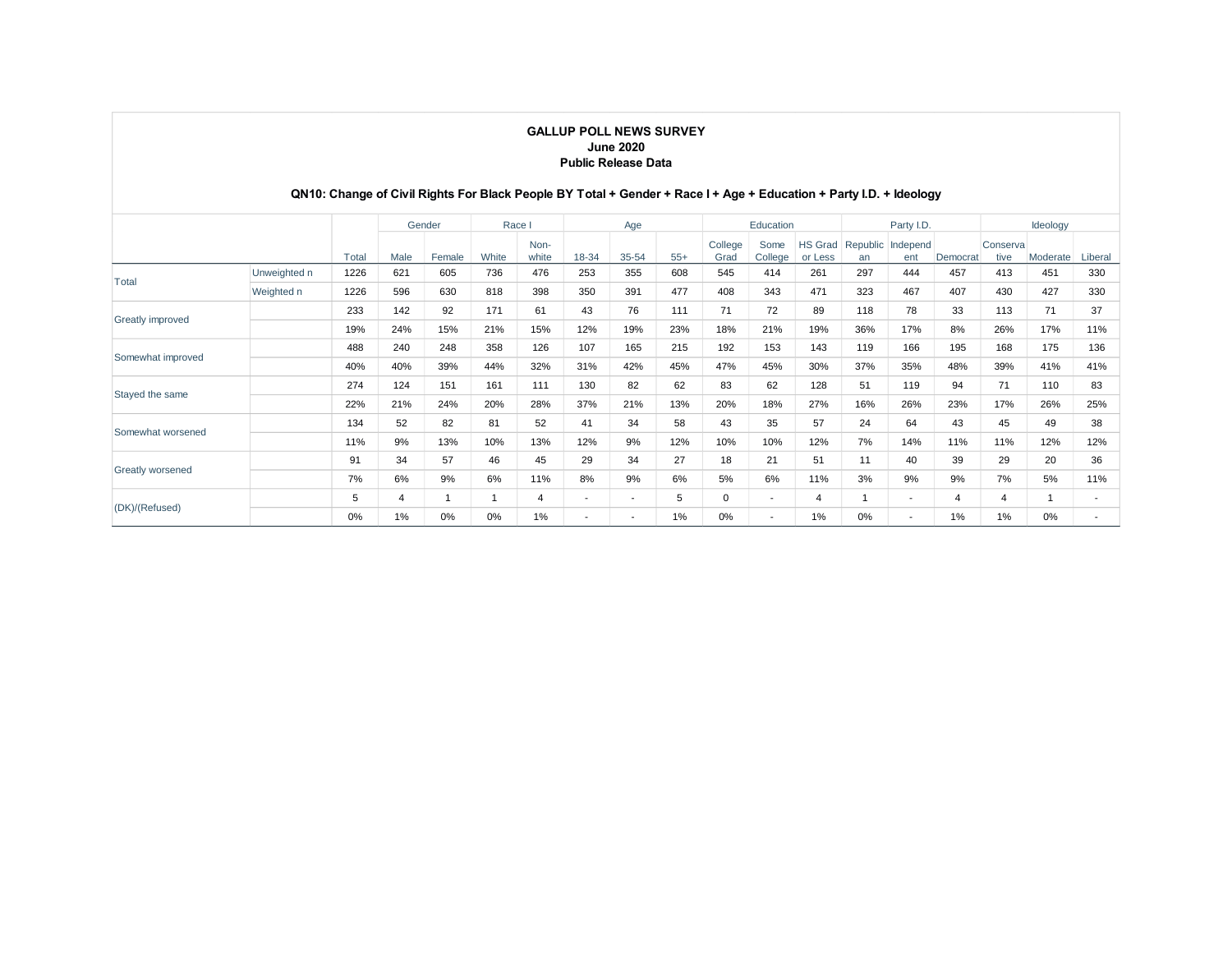**GALLUP POLL NEWS SURVEY**
**June 2020**
**Public Release Data**

**QN10: Change of Civil Rights For Black People BY Total + Gender + Race I + Age + Education + Party I.D. + Ideology**

| | | | Gender | | Race I | | Age | | | Education | | | Party I.D. | | | Ideology | | |
|---|---|---|---|---|---|---|---|---|---|---|---|---|---|---|---|---|---|---|
| | | Total | Male | Female | White | Non-white | 18-34 | 35-54 | 55+ | College Grad | Some College | HS Grad or Less | Republican | Independent | Democrat | Conservative | Moderate | Liberal |
| Total | Unweighted n | 1226 | 621 | 605 | 736 | 476 | 253 | 355 | 608 | 545 | 414 | 261 | 297 | 444 | 457 | 413 | 451 | 330 |
| | Weighted n | 1226 | 596 | 630 | 818 | 398 | 350 | 391 | 477 | 408 | 343 | 471 | 323 | 467 | 407 | 430 | 427 | 330 |
| Greatly improved | | 233 | 142 | 92 | 171 | 61 | 43 | 76 | 111 | 71 | 72 | 89 | 118 | 78 | 33 | 113 | 71 | 37 |
| | | 19% | 24% | 15% | 21% | 15% | 12% | 19% | 23% | 18% | 21% | 19% | 36% | 17% | 8% | 26% | 17% | 11% |
| Somewhat improved | | 488 | 240 | 248 | 358 | 126 | 107 | 165 | 215 | 192 | 153 | 143 | 119 | 166 | 195 | 168 | 175 | 136 |
| | | 40% | 40% | 39% | 44% | 32% | 31% | 42% | 45% | 47% | 45% | 30% | 37% | 35% | 48% | 39% | 41% | 41% |
| Stayed the same | | 274 | 124 | 151 | 161 | 111 | 130 | 82 | 62 | 83 | 62 | 128 | 51 | 119 | 94 | 71 | 110 | 83 |
| | | 22% | 21% | 24% | 20% | 28% | 37% | 21% | 13% | 20% | 18% | 27% | 16% | 26% | 23% | 17% | 26% | 25% |
| Somewhat worsened | | 134 | 52 | 82 | 81 | 52 | 41 | 34 | 58 | 43 | 35 | 57 | 24 | 64 | 43 | 45 | 49 | 38 |
| | | 11% | 9% | 13% | 10% | 13% | 12% | 9% | 12% | 10% | 10% | 12% | 7% | 14% | 11% | 11% | 12% | 12% |
| Greatly worsened | | 91 | 34 | 57 | 46 | 45 | 29 | 34 | 27 | 18 | 21 | 51 | 11 | 40 | 39 | 29 | 20 | 36 |
| | | 7% | 6% | 9% | 6% | 11% | 8% | 9% | 6% | 5% | 6% | 11% | 3% | 9% | 9% | 7% | 5% | 11% |
| (DK)/(Refused) | | 5 | 4 | 1 | 1 | 4 | - | - | 5 | 0 | - | 4 | 1 | - | 4 | 4 | 1 | - |
| | | 0% | 1% | 0% | 0% | 1% | - | - | 1% | 0% | - | 1% | 0% | - | 1% | 1% | 0% | - |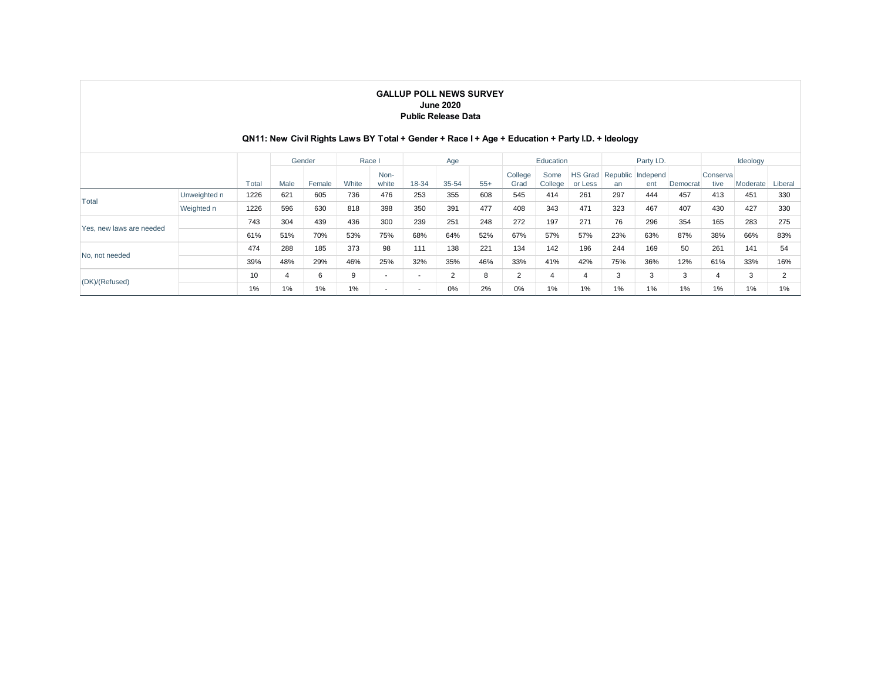**GALLUP POLL NEWS SURVEY**
**June 2020**
**Public Release Data**

**QN11: New Civil Rights Laws BY Total + Gender + Race I + Age + Education + Party I.D. + Ideology**

| | | | Gender | | Race I | | Age | | | Education | | | Party I.D. | | | Ideology | | |
|---|---|---|---|---|---|---|---|---|---|---|---|---|---|---|---|---|---|---|
| | | Total | Male | Female | White | Non-white | 18-34 | 35-54 | 55+ | College Grad | Some College | HS Grad or Less | Republican | Independent | Democrat | Conservative | Moderate | Liberal |
| Total | Unweighted n | 1226 | 621 | 605 | 736 | 476 | 253 | 355 | 608 | 545 | 414 | 261 | 297 | 444 | 457 | 413 | 451 | 330 |
| | Weighted n | 1226 | 596 | 630 | 818 | 398 | 350 | 391 | 477 | 408 | 343 | 471 | 323 | 467 | 407 | 430 | 427 | 330 |
| Yes, new laws are needed | | 743 | 304 | 439 | 436 | 300 | 239 | 251 | 248 | 272 | 197 | 271 | 76 | 296 | 354 | 165 | 283 | 275 |
| | | 61% | 51% | 70% | 53% | 75% | 68% | 64% | 52% | 67% | 57% | 57% | 23% | 63% | 87% | 38% | 66% | 83% |
| No, not needed | | 474 | 288 | 185 | 373 | 98 | 111 | 138 | 221 | 134 | 142 | 196 | 244 | 169 | 50 | 261 | 141 | 54 |
| | | 39% | 48% | 29% | 46% | 25% | 32% | 35% | 46% | 33% | 41% | 42% | 75% | 36% | 12% | 61% | 33% | 16% |
| (DK)/(Refused) | | 10 | 4 | 6 | 9 | - | - | 2 | 8 | 2 | 4 | 4 | 3 | 3 | 3 | 4 | 3 | 2 |
| | | 1% | 1% | 1% | 1% | - | - | 0% | 2% | 0% | 1% | 1% | 1% | 1% | 1% | 1% | 1% | 1% |